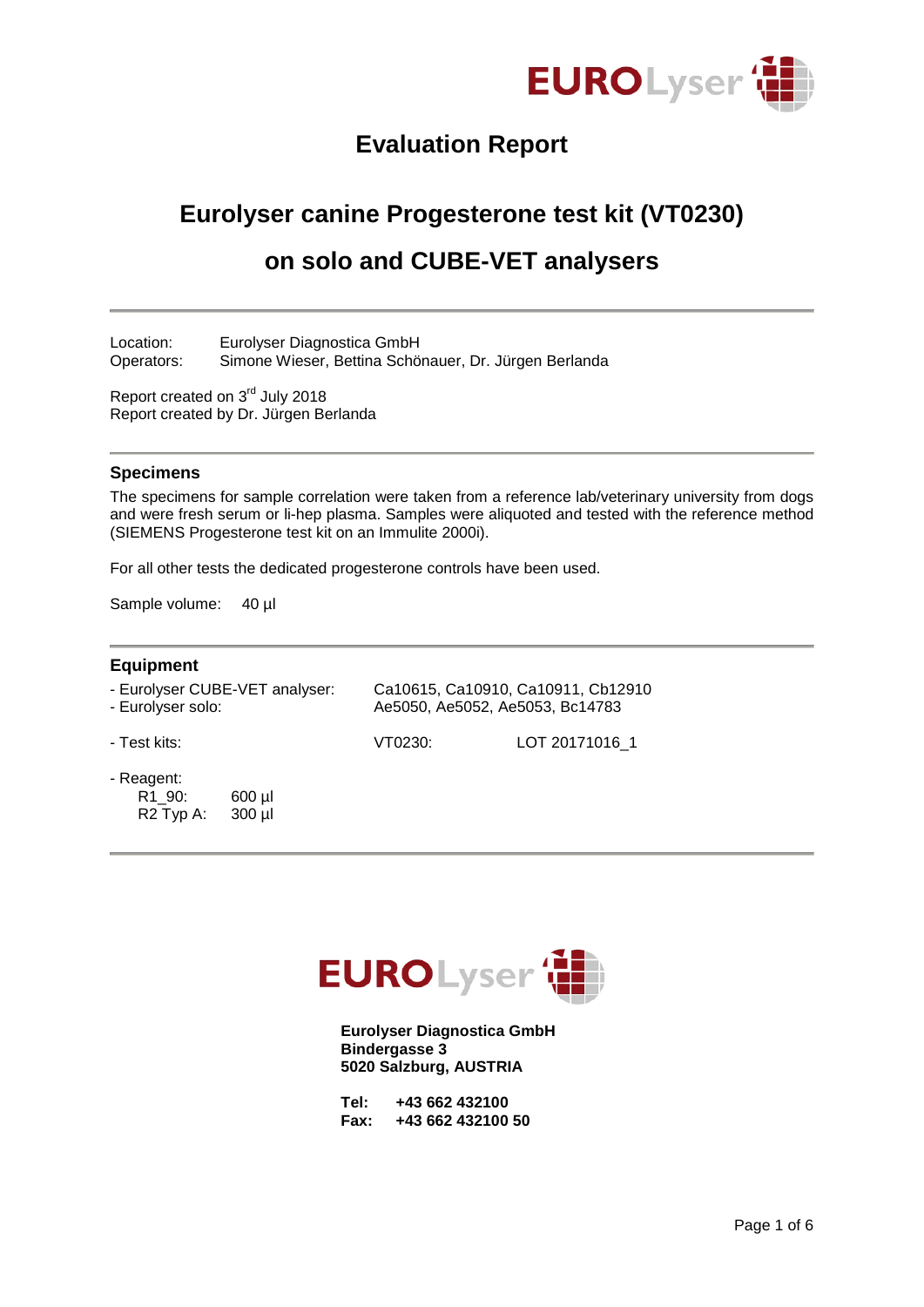# Evaluation Report

## Eurolyser canine Progesterone test kit (VT0230)

## on solo and CUBE-VET analysers

---

Location: Eurolyser Diagnostica GmbH
Operators: Simone Wieser, Bettina Schönauer, Dr. Jürgen Berlanda

Report created on 3rd July 2018
Report created by Dr. Jürgen Berlanda

---

### Specimens

The specimens for sample correlation were taken from a reference lab/veterinary university from dogs and were fresh serum or li-hep plasma. Samples were aliquoted and tested with the reference method (SIEMENS Progesterone test kit on an Immulite 2000i).

For all other tests the dedicated progesterone controls have been used.

Sample volume: 40 µl

---

### Equipment

- Eurolyser CUBE-VET analyser: Ca10615, Ca10910, Ca10911, Cb12910
- Eurolyser solo: Ae5050, Ae5052, Ae5053, Bc14783

- Test kits: VT0230: LOT 20171016_1

- Reagent:
  - R1_90: 600 µl
  - R2 Typ A: 300 µl

---

**Eurolyser Diagnostica GmbH**
**Bindergasse 3**
**5020 Salzburg, AUSTRIA**

**Tel: +43 662 432100**
**Fax: +43 662 432100 50**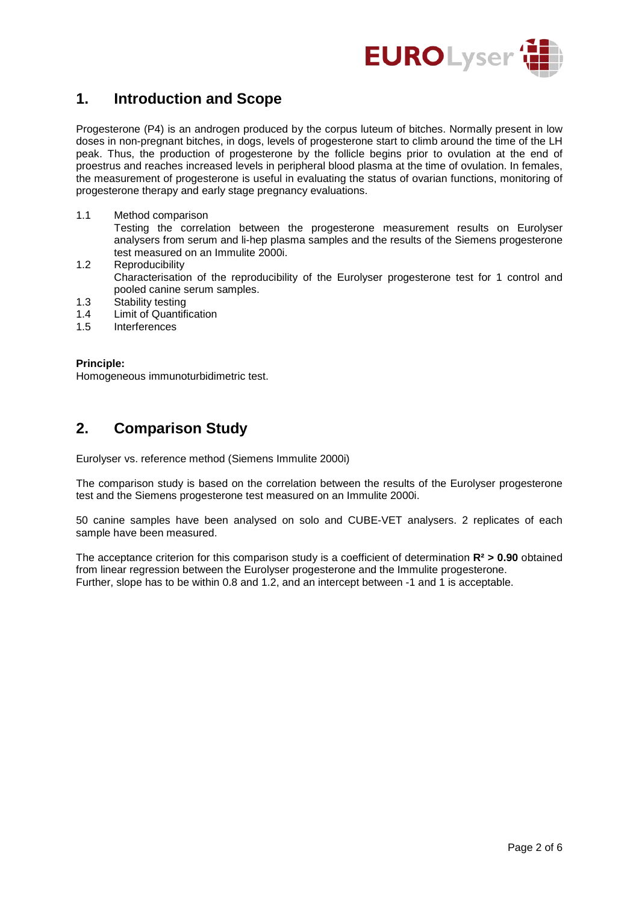# 1. Introduction and Scope

Progesterone (P4) is an androgen produced by the corpus luteum of bitches. Normally present in low doses in non-pregnant bitches, in dogs, levels of progesterone start to climb around the time of the LH peak. Thus, the production of progesterone by the follicle begins prior to ovulation at the end of proestrus and reaches increased levels in peripheral blood plasma at the time of ovulation. In females, the measurement of progesterone is useful in evaluating the status of ovarian functions, monitoring of progesterone therapy and early stage pregnancy evaluations.

1.1 Method comparison
Testing the correlation between the progesterone measurement results on Eurolyser analysers from serum and li-hep plasma samples and the results of the Siemens progesterone test measured on an Immulite 2000i.

1.2 Reproducibility
Characterisation of the reproducibility of the Eurolyser progesterone test for 1 control and pooled canine serum samples.

1.3 Stability testing

1.4 Limit of Quantification

1.5 Interferences

**Principle:**
Homogeneous immunoturbidimetric test.

# 2. Comparison Study

Eurolyser vs. reference method (Siemens Immulite 2000i)

The comparison study is based on the correlation between the results of the Eurolyser progesterone test and the Siemens progesterone test measured on an Immulite 2000i.

50 canine samples have been analysed on solo and CUBE-VET analysers. 2 replicates of each sample have been measured.

The acceptance criterion for this comparison study is a coefficient of determination **$R^2 > 0.90$** obtained from linear regression between the Eurolyser progesterone and the Immulite progesterone.
Further, slope has to be within 0.8 and 1.2, and an intercept between -1 and 1 is acceptable.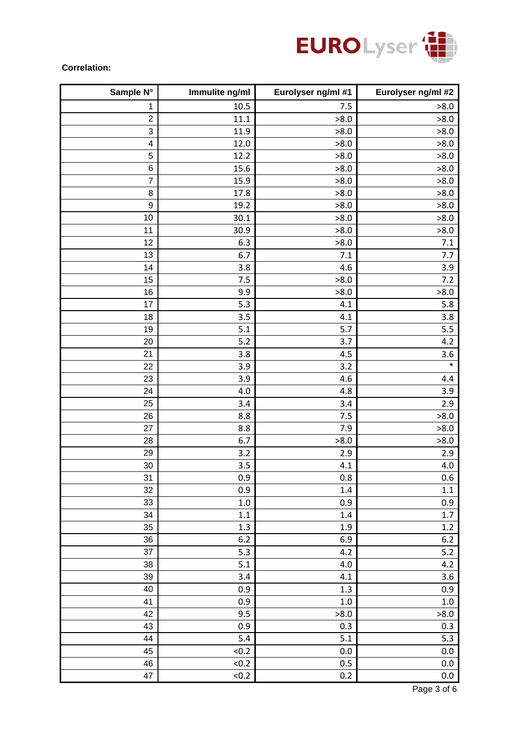**Correlation:**

| Sample N° | Immulite ng/ml | Eurolyser ng/ml #1 | Eurolyser ng/ml #2 |
|---|---|---|---|
| 1 | 10.5 | 7.5 | >8.0 |
| 2 | 11.1 | >8.0 | >8.0 |
| 3 | 11.9 | >8.0 | >8.0 |
| 4 | 12.0 | >8.0 | >8.0 |
| 5 | 12.2 | >8.0 | >8.0 |
| 6 | 15.6 | >8.0 | >8.0 |
| 7 | 15.9 | >8.0 | >8.0 |
| 8 | 17.8 | >8.0 | >8.0 |
| 9 | 19.2 | >8.0 | >8.0 |
| 10 | 30.1 | >8.0 | >8.0 |
| 11 | 30.9 | >8.0 | >8.0 |
| 12 | 6.3 | >8.0 | 7.1 |
| 13 | 6.7 | 7.1 | 7.7 |
| 14 | 3.8 | 4.6 | 3.9 |
| 15 | 7.5 | >8.0 | 7.2 |
| 16 | 9.9 | >8.0 | >8.0 |
| 17 | 5.3 | 4.1 | 5.8 |
| 18 | 3.5 | 4.1 | 3.8 |
| 19 | 5.1 | 5.7 | 5.5 |
| 20 | 5.2 | 3.7 | 4.2 |
| 21 | 3.8 | 4.5 | 3.6 |
| 22 | 3.9 | 3.2 | * |
| 23 | 3.9 | 4.6 | 4.4 |
| 24 | 4.0 | 4.8 | 3.9 |
| 25 | 3.4 | 3.4 | 2.9 |
| 26 | 8.8 | 7.5 | >8.0 |
| 27 | 8.8 | 7.9 | >8.0 |
| 28 | 6.7 | >8.0 | >8.0 |
| 29 | 3.2 | 2.9 | 2.9 |
| 30 | 3.5 | 4.1 | 4.0 |
| 31 | 0.9 | 0.8 | 0.6 |
| 32 | 0.9 | 1.4 | 1.1 |
| 33 | 1.0 | 0.9 | 0.9 |
| 34 | 1.1 | 1.4 | 1.7 |
| 35 | 1.3 | 1.9 | 1.2 |
| 36 | 6.2 | 6.9 | 6.2 |
| 37 | 5.3 | 4.2 | 5.2 |
| 38 | 5.1 | 4.0 | 4.2 |
| 39 | 3.4 | 4.1 | 3.6 |
| 40 | 0.9 | 1.3 | 0.9 |
| 41 | 0.9 | 1.0 | 1.0 |
| 42 | 9.5 | >8.0 | >8.0 |
| 43 | 0.9 | 0.3 | 0.3 |
| 44 | 5.4 | 5.1 | 5.3 |
| 45 | <0.2 | 0.0 | 0.0 |
| 46 | <0.2 | 0.5 | 0.0 |
| 47 | <0.2 | 0.2 | 0.0 |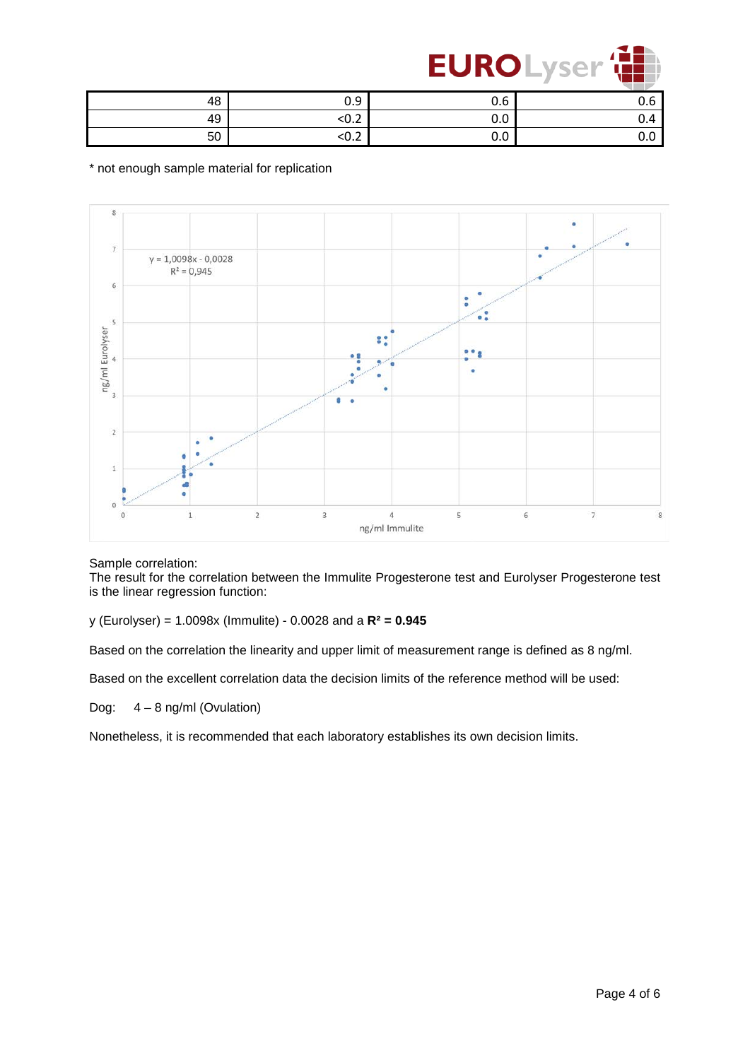| 48 | 0.9 | 0.6 | 0.6 |
|---|---|---|---|
| 49 | <0.2 | 0.0 | 0.4 |
| 50 | <0.2 | 0.0 | 0.0 |

* not enough sample material for replication

Sample correlation:
The result for the correlation between the Immulite Progesterone test and Eurolyser Progesterone test is the linear regression function:

y (Eurolyser) = 1.0098x (Immulite) - 0.0028 and a **$R^2$ = 0.945**

Based on the correlation the linearity and upper limit of measurement range is defined as 8 ng/ml.

Based on the excellent correlation data the decision limits of the reference method will be used:

Dog: 4 – 8 ng/ml (Ovulation)

Nonetheless, it is recommended that each laboratory establishes its own decision limits.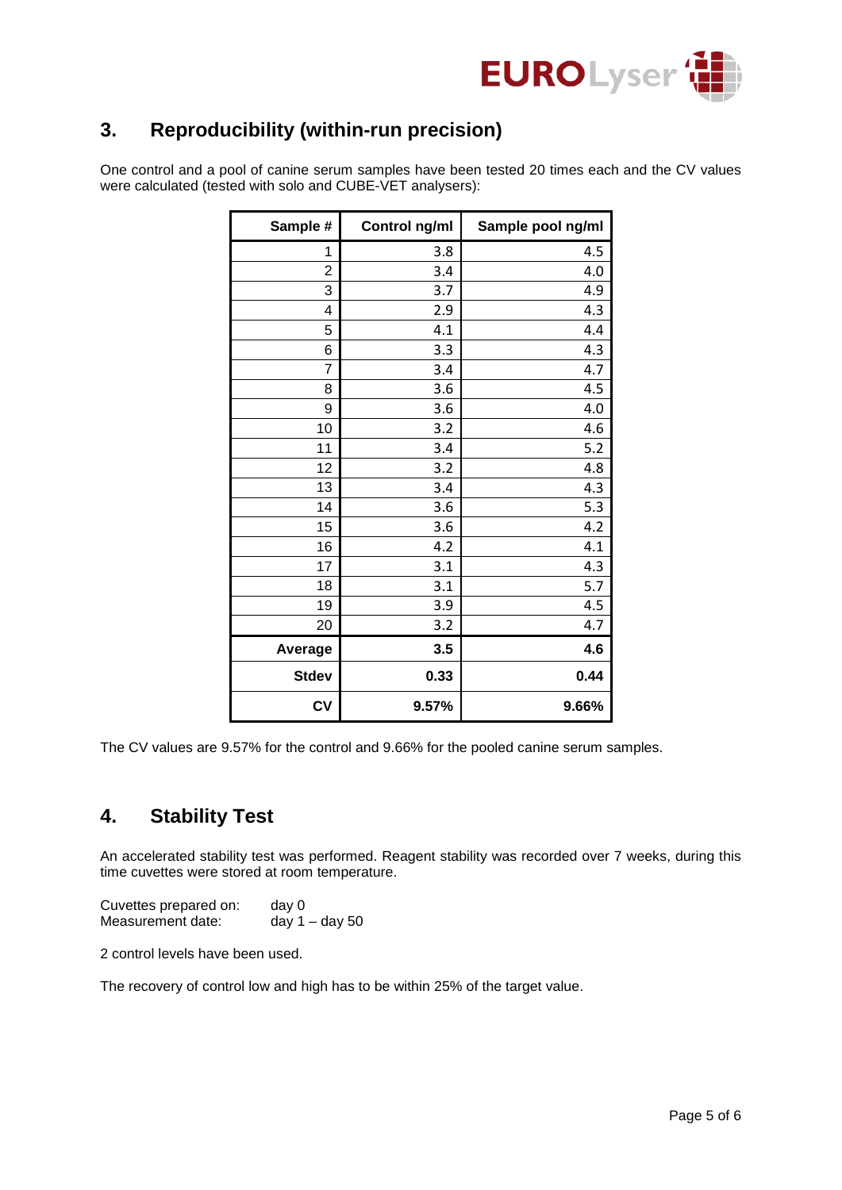## 3. Reproducibility (within-run precision)

One control and a pool of canine serum samples have been tested 20 times each and the CV values were calculated (tested with solo and CUBE-VET analysers):

| Sample # | Control ng/ml | Sample pool ng/ml |
|---|---|---|
| 1 | 3.8 | 4.5 |
| 2 | 3.4 | 4.0 |
| 3 | 3.7 | 4.9 |
| 4 | 2.9 | 4.3 |
| 5 | 4.1 | 4.4 |
| 6 | 3.3 | 4.3 |
| 7 | 3.4 | 4.7 |
| 8 | 3.6 | 4.5 |
| 9 | 3.6 | 4.0 |
| 10 | 3.2 | 4.6 |
| 11 | 3.4 | 5.2 |
| 12 | 3.2 | 4.8 |
| 13 | 3.4 | 4.3 |
| 14 | 3.6 | 5.3 |
| 15 | 3.6 | 4.2 |
| 16 | 4.2 | 4.1 |
| 17 | 3.1 | 4.3 |
| 18 | 3.1 | 5.7 |
| 19 | 3.9 | 4.5 |
| 20 | 3.2 | 4.7 |
| **Average** | **3.5** | **4.6** |
| **Stdev** | **0.33** | **0.44** |
| **CV** | **9.57%** | **9.66%** |

The CV values are 9.57% for the control and 9.66% for the pooled canine serum samples.

## 4. Stability Test

An accelerated stability test was performed. Reagent stability was recorded over 7 weeks, during this time cuvettes were stored at room temperature.

Cuvettes prepared on: day 0
Measurement date: day 1 – day 50

2 control levels have been used.

The recovery of control low and high has to be within 25% of the target value.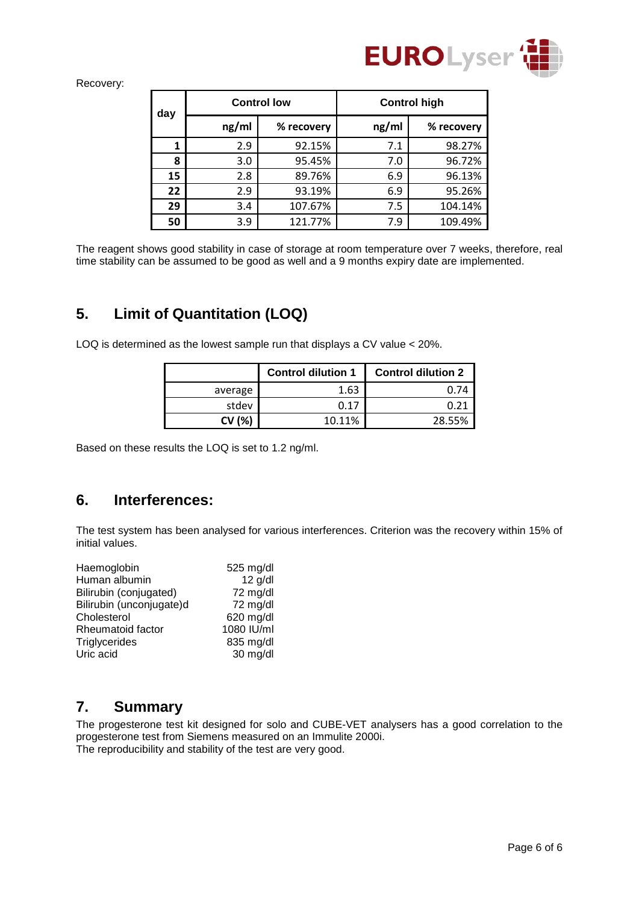Recovery:

| day | Control low | | Control high | |
|---|---|---|---|---|
| | ng/ml | % recovery | ng/ml | % recovery |
| 1 | 2.9 | 92.15% | 7.1 | 98.27% |
| 8 | 3.0 | 95.45% | 7.0 | 96.72% |
| 15 | 2.8 | 89.76% | 6.9 | 96.13% |
| 22 | 2.9 | 93.19% | 6.9 | 95.26% |
| 29 | 3.4 | 107.67% | 7.5 | 104.14% |
| 50 | 3.9 | 121.77% | 7.9 | 109.49% |

The reagent shows good stability in case of storage at room temperature over 7 weeks, therefore, real time stability can be assumed to be good as well and a 9 months expiry date are implemented.

## 5. Limit of Quantitation (LOQ)

LOQ is determined as the lowest sample run that displays a CV value < 20%.

| | Control dilution 1 | Control dilution 2 |
|---|---|---|
| average | 1.63 | 0.74 |
| stdev | 0.17 | 0.21 |
| **CV (%)** | 10.11% | 28.55% |

Based on these results the LOQ is set to 1.2 ng/ml.

## 6. Interferences:

The test system has been analysed for various interferences. Criterion was the recovery within 15% of initial values.

| | |
|---|---|
| Haemoglobin | 525 mg/dl |
| Human albumin | 12 g/dl |
| Bilirubin (conjugated) | 72 mg/dl |
| Bilirubin (unconjugate)d | 72 mg/dl |
| Cholesterol | 620 mg/dl |
| Rheumatoid factor | 1080 IU/ml |
| Triglycerides | 835 mg/dl |
| Uric acid | 30 mg/dl |

## 7. Summary

The progesterone test kit designed for solo and CUBE-VET analysers has a good correlation to the progesterone test from Siemens measured on an Immulite 2000i.
The reproducibility and stability of the test are very good.